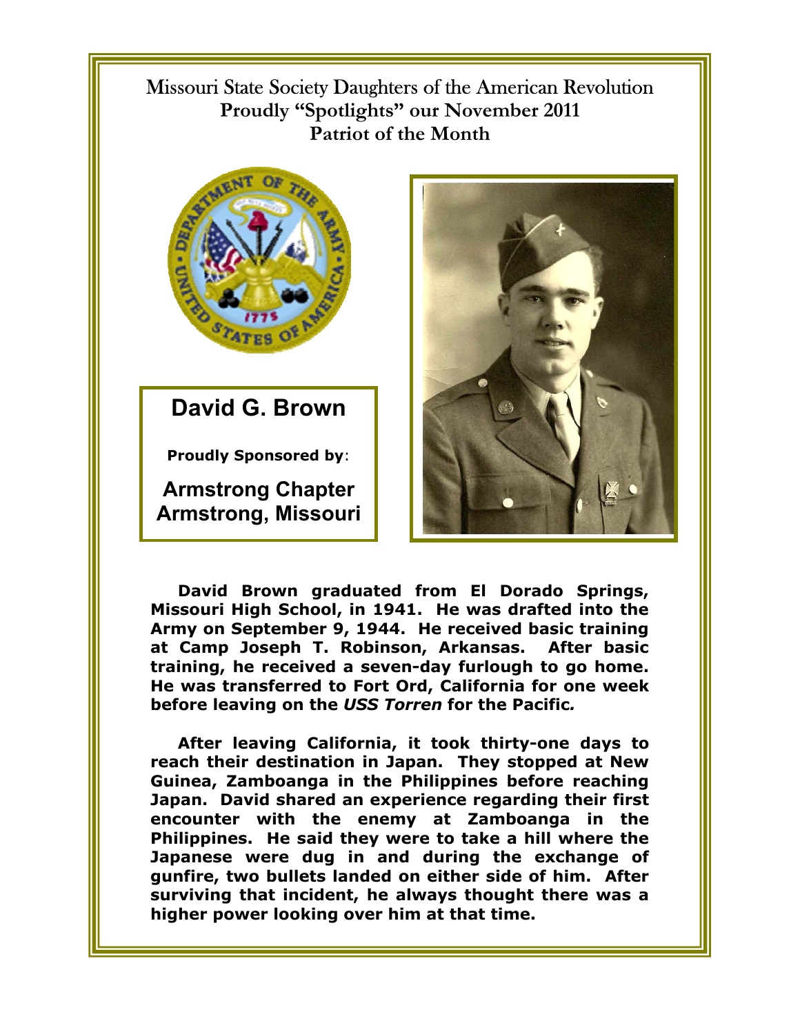Missouri State Society Daughters of the American Revolution

**Proudly "Spotlights" our November 2011**

**Patriot of the Month**

## David G. Brown

**Proudly Sponsored by**:

**Armstrong Chapter**
**Armstrong, Missouri**

**David Brown graduated from El Dorado Springs, Missouri High School, in 1941. He was drafted into the Army on September 9, 1944. He received basic training at Camp Joseph T. Robinson, Arkansas. After basic training, he received a seven-day furlough to go home. He was transferred to Fort Ord, California for one week before leaving on the *USS Torren* for the Pacific.**

**After leaving California, it took thirty-one days to reach their destination in Japan. They stopped at New Guinea, Zamboanga in the Philippines before reaching Japan. David shared an experience regarding their first encounter with the enemy at Zamboanga in the Philippines. He said they were to take a hill where the Japanese were dug in and during the exchange of gunfire, two bullets landed on either side of him. After surviving that incident, he always thought there was a higher power looking over him at that time.**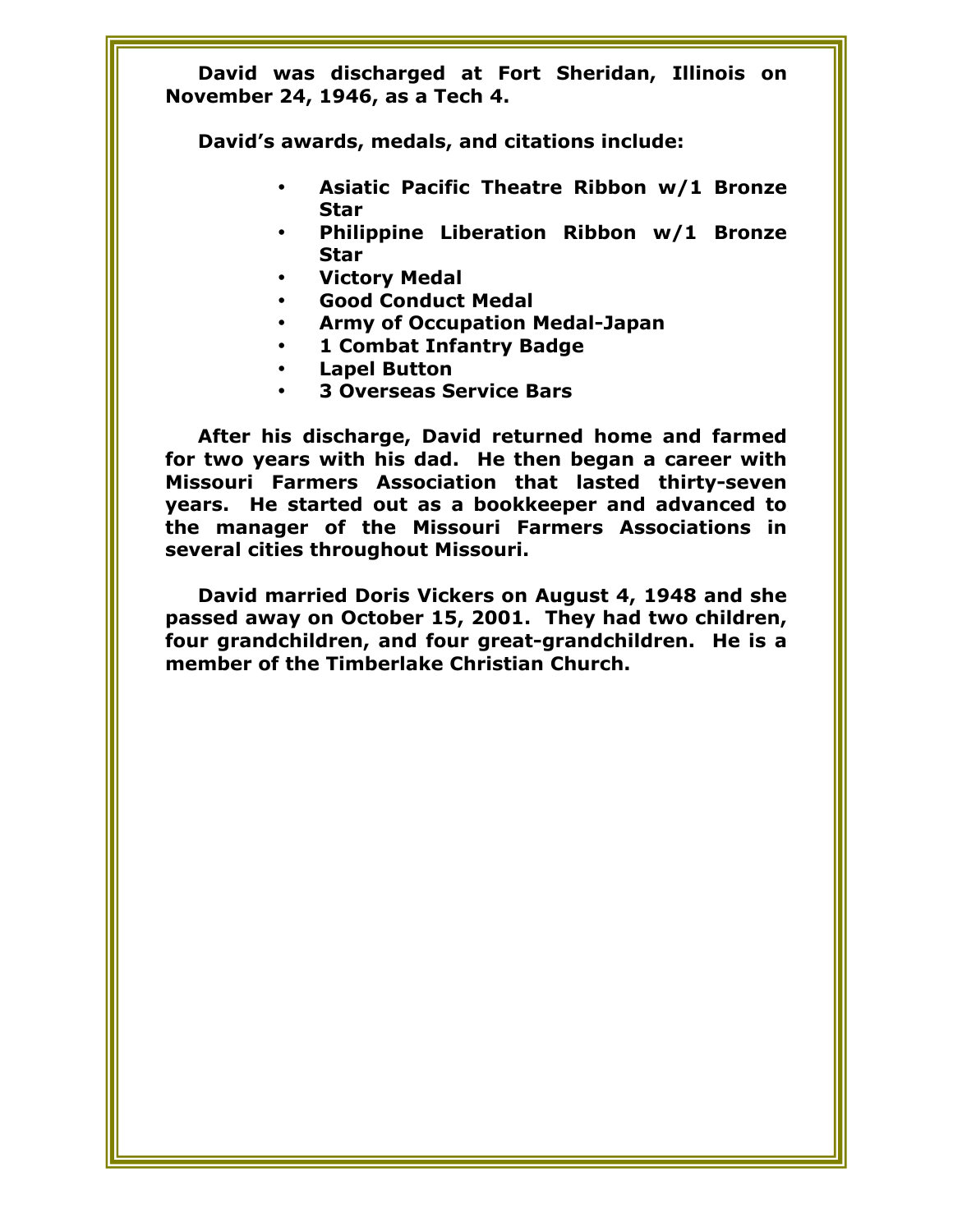**David was discharged at Fort Sheridan, Illinois on November 24, 1946, as a Tech 4.**

**David's awards, medals, and citations include:**

- **Asiatic Pacific Theatre Ribbon w/1 Bronze Star**
- **Philippine Liberation Ribbon w/1 Bronze Star**
- **Victory Medal**
- **Good Conduct Medal**
- **Army of Occupation Medal-Japan**
- **1 Combat Infantry Badge**
- **Lapel Button**
- **3 Overseas Service Bars**

**After his discharge, David returned home and farmed for two years with his dad. He then began a career with Missouri Farmers Association that lasted thirty-seven years. He started out as a bookkeeper and advanced to the manager of the Missouri Farmers Associations in several cities throughout Missouri.**

**David married Doris Vickers on August 4, 1948 and she passed away on October 15, 2001. They had two children, four grandchildren, and four great-grandchildren. He is a member of the Timberlake Christian Church.**